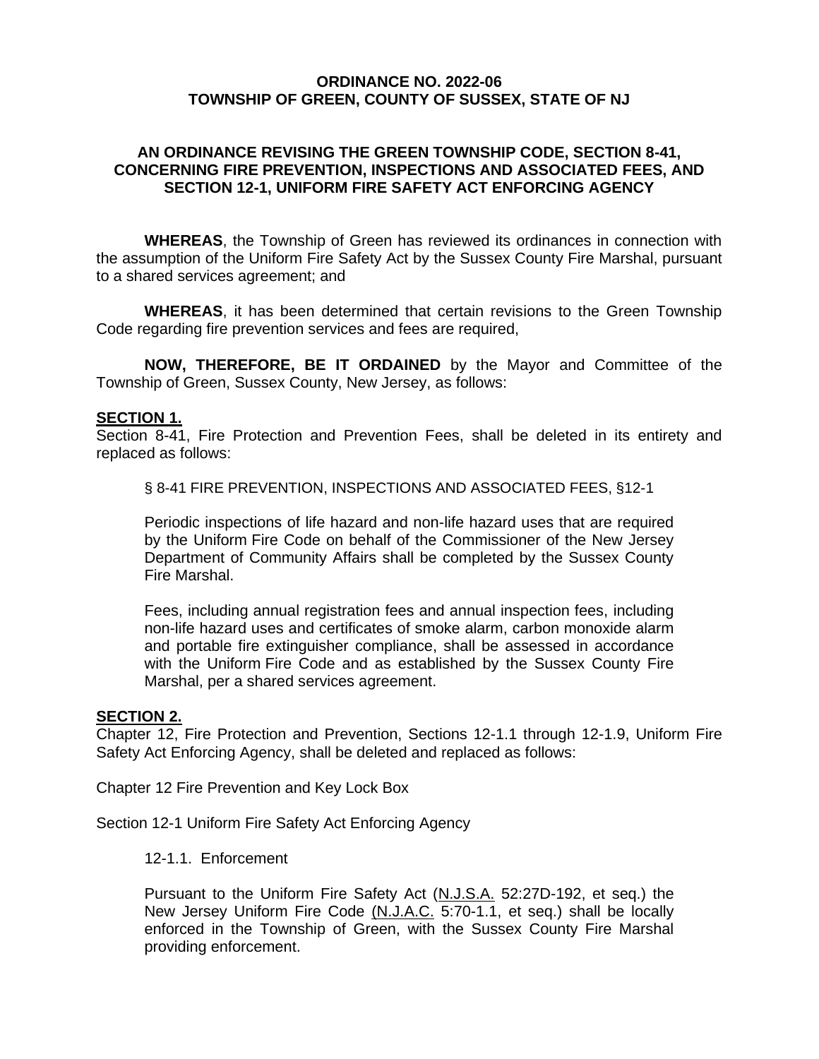**ORDINANCE NO. 2022-06**
**TOWNSHIP OF GREEN, COUNTY OF SUSSEX, STATE OF NJ**

**AN ORDINANCE REVISING THE GREEN TOWNSHIP CODE, SECTION 8-41, CONCERNING FIRE PREVENTION, INSPECTIONS AND ASSOCIATED FEES, AND SECTION 12-1, UNIFORM FIRE SAFETY ACT ENFORCING AGENCY**

**WHEREAS**, the Township of Green has reviewed its ordinances in connection with the assumption of the Uniform Fire Safety Act by the Sussex County Fire Marshal, pursuant to a shared services agreement; and

**WHEREAS**, it has been determined that certain revisions to the Green Township Code regarding fire prevention services and fees are required,

**NOW, THEREFORE, BE IT ORDAINED** by the Mayor and Committee of the Township of Green, Sussex County, New Jersey, as follows:

**SECTION 1.**
Section 8-41, Fire Protection and Prevention Fees, shall be deleted in its entirety and replaced as follows:

§ 8-41 FIRE PREVENTION, INSPECTIONS AND ASSOCIATED FEES, §12-1

Periodic inspections of life hazard and non-life hazard uses that are required by the Uniform Fire Code on behalf of the Commissioner of the New Jersey Department of Community Affairs shall be completed by the Sussex County Fire Marshal.

Fees, including annual registration fees and annual inspection fees, including non-life hazard uses and certificates of smoke alarm, carbon monoxide alarm and portable fire extinguisher compliance, shall be assessed in accordance with the Uniform Fire Code and as established by the Sussex County Fire Marshal, per a shared services agreement.

**SECTION 2.**
Chapter 12, Fire Protection and Prevention, Sections 12-1.1 through 12-1.9, Uniform Fire Safety Act Enforcing Agency, shall be deleted and replaced as follows:

Chapter 12 Fire Prevention and Key Lock Box

Section 12-1 Uniform Fire Safety Act Enforcing Agency

12-1.1. Enforcement

Pursuant to the Uniform Fire Safety Act (N.J.S.A. 52:27D-192, et seq.) the New Jersey Uniform Fire Code (N.J.A.C. 5:70-1.1, et seq.) shall be locally enforced in the Township of Green, with the Sussex County Fire Marshal providing enforcement.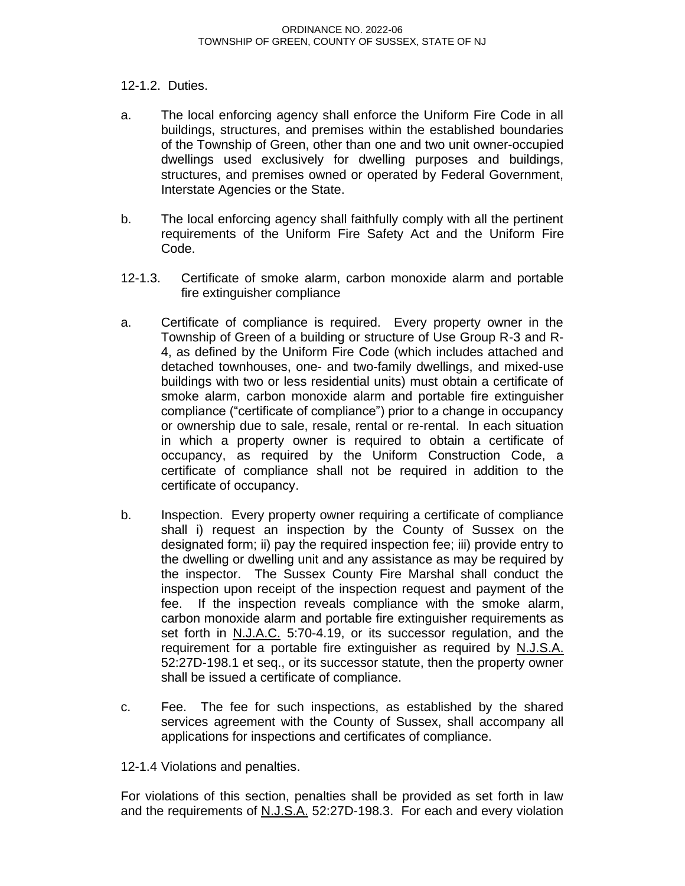12-1.2. Duties.

a. The local enforcing agency shall enforce the Uniform Fire Code in all buildings, structures, and premises within the established boundaries of the Township of Green, other than one and two unit owner-occupied dwellings used exclusively for dwelling purposes and buildings, structures, and premises owned or operated by Federal Government, Interstate Agencies or the State.

b. The local enforcing agency shall faithfully comply with all the pertinent requirements of the Uniform Fire Safety Act and the Uniform Fire Code.

12-1.3. Certificate of smoke alarm, carbon monoxide alarm and portable fire extinguisher compliance

a. Certificate of compliance is required. Every property owner in the Township of Green of a building or structure of Use Group R-3 and R-4, as defined by the Uniform Fire Code (which includes attached and detached townhouses, one- and two-family dwellings, and mixed-use buildings with two or less residential units) must obtain a certificate of smoke alarm, carbon monoxide alarm and portable fire extinguisher compliance ("certificate of compliance") prior to a change in occupancy or ownership due to sale, resale, rental or re-rental. In each situation in which a property owner is required to obtain a certificate of occupancy, as required by the Uniform Construction Code, a certificate of compliance shall not be required in addition to the certificate of occupancy.

b. Inspection. Every property owner requiring a certificate of compliance shall i) request an inspection by the County of Sussex on the designated form; ii) pay the required inspection fee; iii) provide entry to the dwelling or dwelling unit and any assistance as may be required by the inspector. The Sussex County Fire Marshal shall conduct the inspection upon receipt of the inspection request and payment of the fee. If the inspection reveals compliance with the smoke alarm, carbon monoxide alarm and portable fire extinguisher requirements as set forth in N.J.A.C. 5:70-4.19, or its successor regulation, and the requirement for a portable fire extinguisher as required by N.J.S.A. 52:27D-198.1 et seq., or its successor statute, then the property owner shall be issued a certificate of compliance.

c. Fee. The fee for such inspections, as established by the shared services agreement with the County of Sussex, shall accompany all applications for inspections and certificates of compliance.

12-1.4 Violations and penalties.

For violations of this section, penalties shall be provided as set forth in law and the requirements of N.J.S.A. 52:27D-198.3. For each and every violation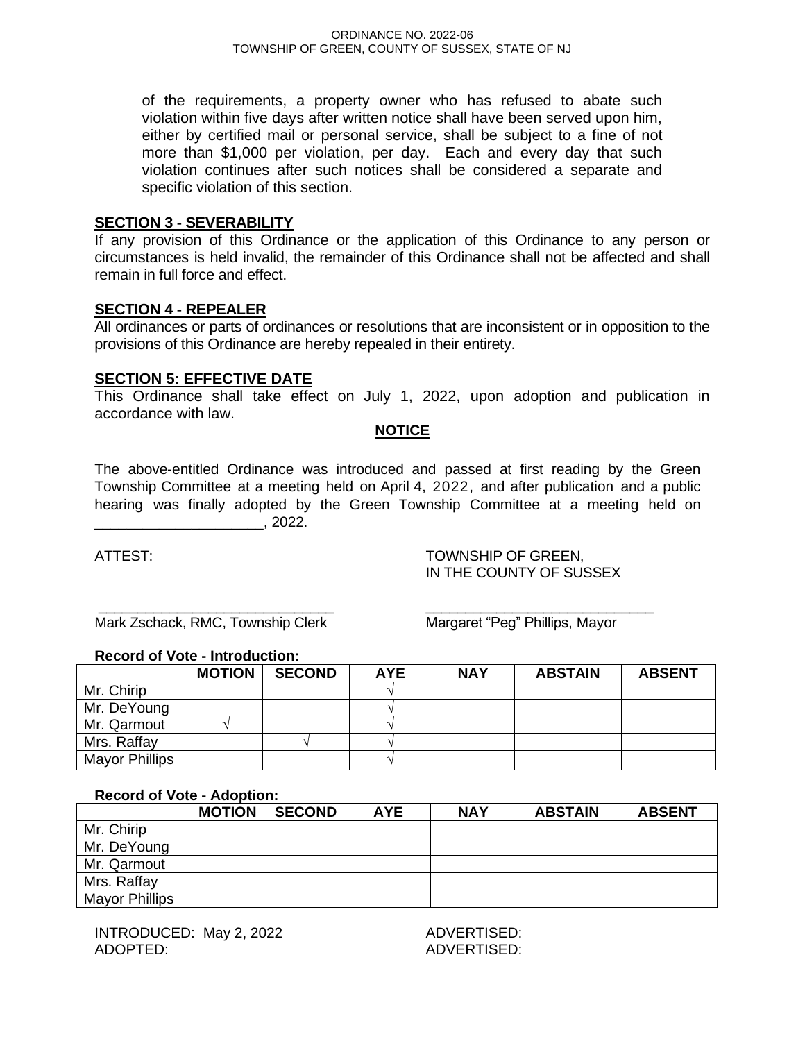of the requirements, a property owner who has refused to abate such violation within five days after written notice shall have been served upon him, either by certified mail or personal service, shall be subject to a fine of not more than $1,000 per violation, per day. Each and every day that such violation continues after such notices shall be considered a separate and specific violation of this section.

**SECTION 3 - SEVERABILITY**

If any provision of this Ordinance or the application of this Ordinance to any person or circumstances is held invalid, the remainder of this Ordinance shall not be affected and shall remain in full force and effect.

**SECTION 4 - REPEALER**

All ordinances or parts of ordinances or resolutions that are inconsistent or in opposition to the provisions of this Ordinance are hereby repealed in their entirety.

**SECTION 5: EFFECTIVE DATE**

This Ordinance shall take effect on July 1, 2022, upon adoption and publication in accordance with law.

**NOTICE**

The above-entitled Ordinance was introduced and passed at first reading by the Green Township Committee at a meeting held on April 4, 2022, and after publication and a public hearing was finally adopted by the Green Township Committee at a meeting held on _____________________, 2022.

ATTEST:

TOWNSHIP OF GREEN,
IN THE COUNTY OF SUSSEX

______________________________
Mark Zschack, RMC, Township Clerk

______________________________
Margaret "Peg" Phillips, Mayor

**Record of Vote - Introduction:**

| | MOTION | SECOND | AYE | NAY | ABSTAIN | ABSENT |
|---|---|---|---|---|---|---|
| Mr. Chirip | | | √ | | | |
| Mr. DeYoung | | | √ | | | |
| Mr. Qarmout | √ | | √ | | | |
| Mrs. Raffay | | √ | √ | | | |
| Mayor Phillips | | | √ | | | |

**Record of Vote - Adoption:**

| | MOTION | SECOND | AYE | NAY | ABSTAIN | ABSENT |
|---|---|---|---|---|---|---|
| Mr. Chirip | | | | | | |
| Mr. DeYoung | | | | | | |
| Mr. Qarmout | | | | | | |
| Mrs. Raffay | | | | | | |
| Mayor Phillips | | | | | | |

INTRODUCED: May 2, 2022
ADOPTED:

ADVERTISED:
ADVERTISED: